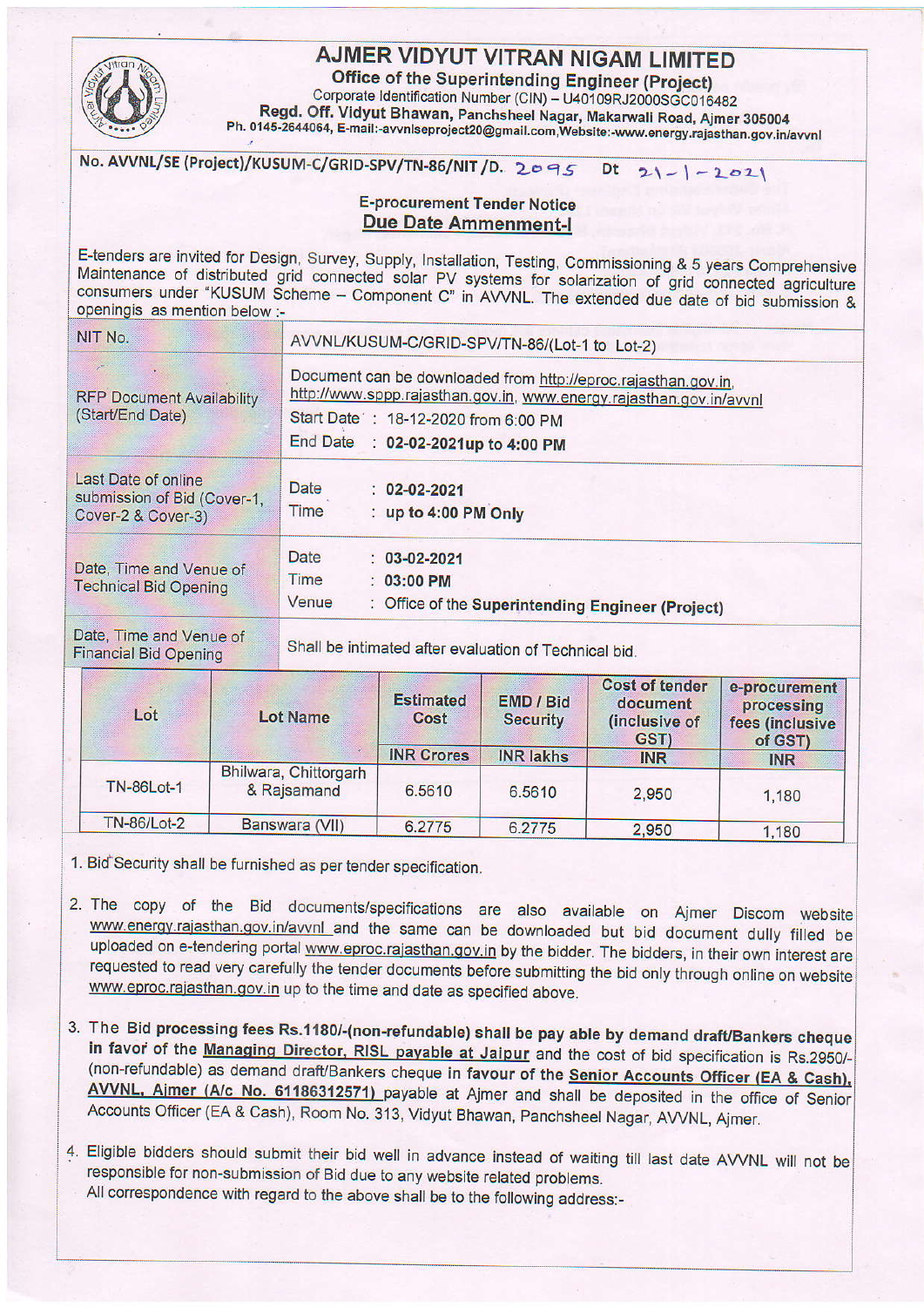# AJMER VIDYUT VITRAN NIGAM LIMITED

**Office of the Superintending Engineer (Project)**

Corporate Identification Number (CIN) – U40109RJ2000SGC016482

**Regd. Off. Vidyut Bhawan,** Panchsheel Nagar, Makarwali Road, Ajmer 305004

Ph. 0145-2644064, E-mail:-avvnlseproject20@gmail.com,Website:-www.energy.rajasthan.gov.in/avvnl

**No. AVVNL/SE (Project)/KUSUM-C/GRID-SPV/TN-86/NIT /D.** 2095 **Dt** 21-1-2021

**E-procurement Tender Notice**

**Due Date Ammenment-I**

E-tenders are invited for Design, Survey, Supply, Installation, Testing, Commissioning & 5 years Comprehensive Maintenance of distributed grid connected solar PV systems for solarization of grid connected agriculture consumers under "KUSUM Scheme – Component C" in AVVNL. The extended due date of bid submission & openings as mention below :-

| NIT No. | AVVNL/KUSUM-C/GRID-SPV/TN-86/(Lot-1 to Lot-2) |
|---|---|
| RFP Document Availability (Start/End Date) | Document can be downloaded from http://eproc.rajasthan.gov.in, http://www.sppp.rajasthan.gov.in, www.energy.rajasthan.gov.in/avvnl<br>Start Date : 18-12-2020 from 6:00 PM<br>End Date : **02-02-2021up to 4:00 PM** |
| Last Date of online submission of Bid (Cover-1, Cover-2 & Cover-3) | Date : **02-02-2021**<br>Time : **up to 4:00 PM Only** |
| Date, Time and Venue of Technical Bid Opening | Date : **03-02-2021**<br>Time : **03:00 PM**<br>Venue : Office of the **Superintending Engineer (Project)** |
| Date, Time and Venue of Financial Bid Opening | Shall be intimated after evaluation of Technical bid. |

| Lot | Lot Name | Estimated Cost | EMD / Bid Security | Cost of tender document (inclusive of GST) | e-procurement processing fees (inclusive of GST) |
|---|---|---|---|---|---|
| | | INR Crores | INR lakhs | INR | INR |
| TN-86Lot-1 | Bhilwara, Chittorgarh & Rajsamand | 6.5610 | 6.5610 | 2,950 | 1,180 |
| TN-86/Lot-2 | Banswara (VII) | 6.2775 | 6.2775 | 2,950 | 1,180 |

1. Bid Security shall be furnished as per tender specification.
2. The copy of the Bid documents/specifications are also available on Ajmer Discom website www.energy.rajasthan.gov.in/avvnl and the same can be downloaded but bid document dully filled be uploaded on e-tendering portal www.eproc.rajasthan.gov.in by the bidder. The bidders, in their own interest are requested to read very carefully the tender documents before submitting the bid only through online on website www.eproc.rajasthan.gov.in up to the time and date as specified above.
3. The Bid **processing fees Rs.1180/-(non-refundable) shall be pay able by demand draft/Bankers cheque in favor of the Managing Director, RISL payable at Jaipur** and the cost of bid specification is Rs.2950/- (non-refundable) as demand draft/Bankers cheque in favour of the **Senior Accounts Officer (EA & Cash), AVVNL, Ajmer (A/c No. 61186312571)** payable at Ajmer and shall be deposited in the office of Senior Accounts Officer (EA & Cash), Room No. 313, Vidyut Bhawan, Panchsheel Nagar, AVVNL, Ajmer.
4. Eligible bidders should submit their bid well in advance instead of waiting till last date AVVNL will not be responsible for non-submission of Bid due to any website related problems.
   All correspondence with regard to the above shall be to the following address:-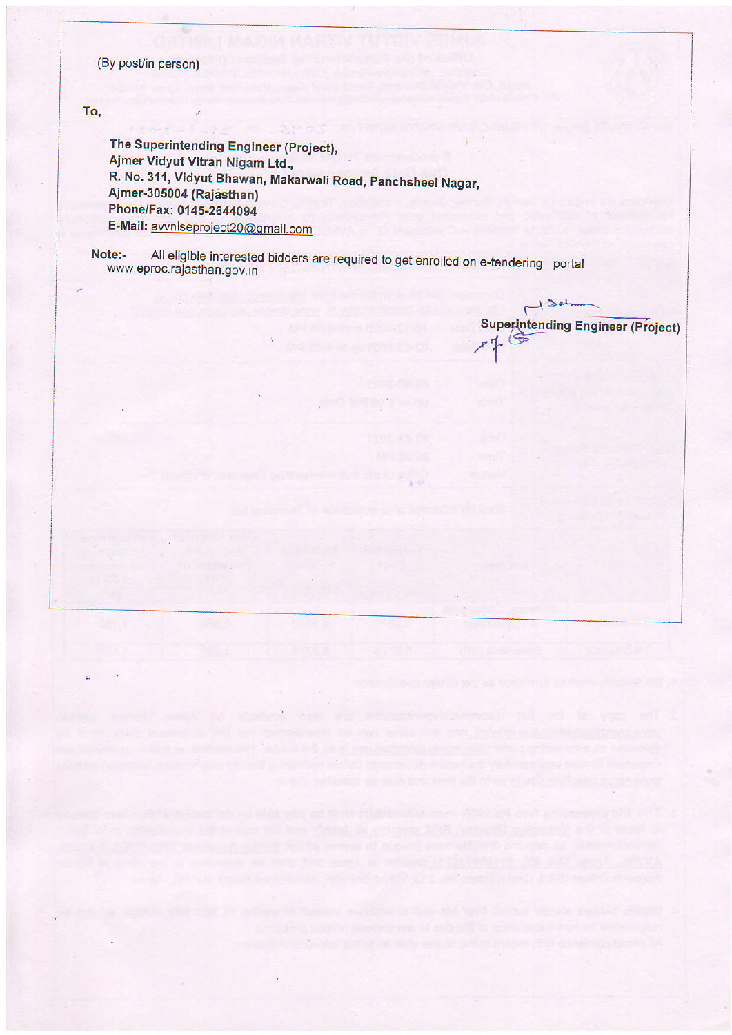(By post/in person)

To,

The Superintending Engineer (Project),
Ajmer Vidyut Vitran Nigam Ltd.,
R. No. 311, Vidyut Bhawan, Makarwali Road, Panchsheel Nagar,
Ajmer-305004 (Rajasthan)
Phone/Fax: 0145-2644094
E-Mail: avvnlseproject20@gmail.com

Note:- All eligible interested bidders are required to get enrolled on e-tendering portal www.eproc.rajasthan.gov.in

Superintending Engineer (Project)